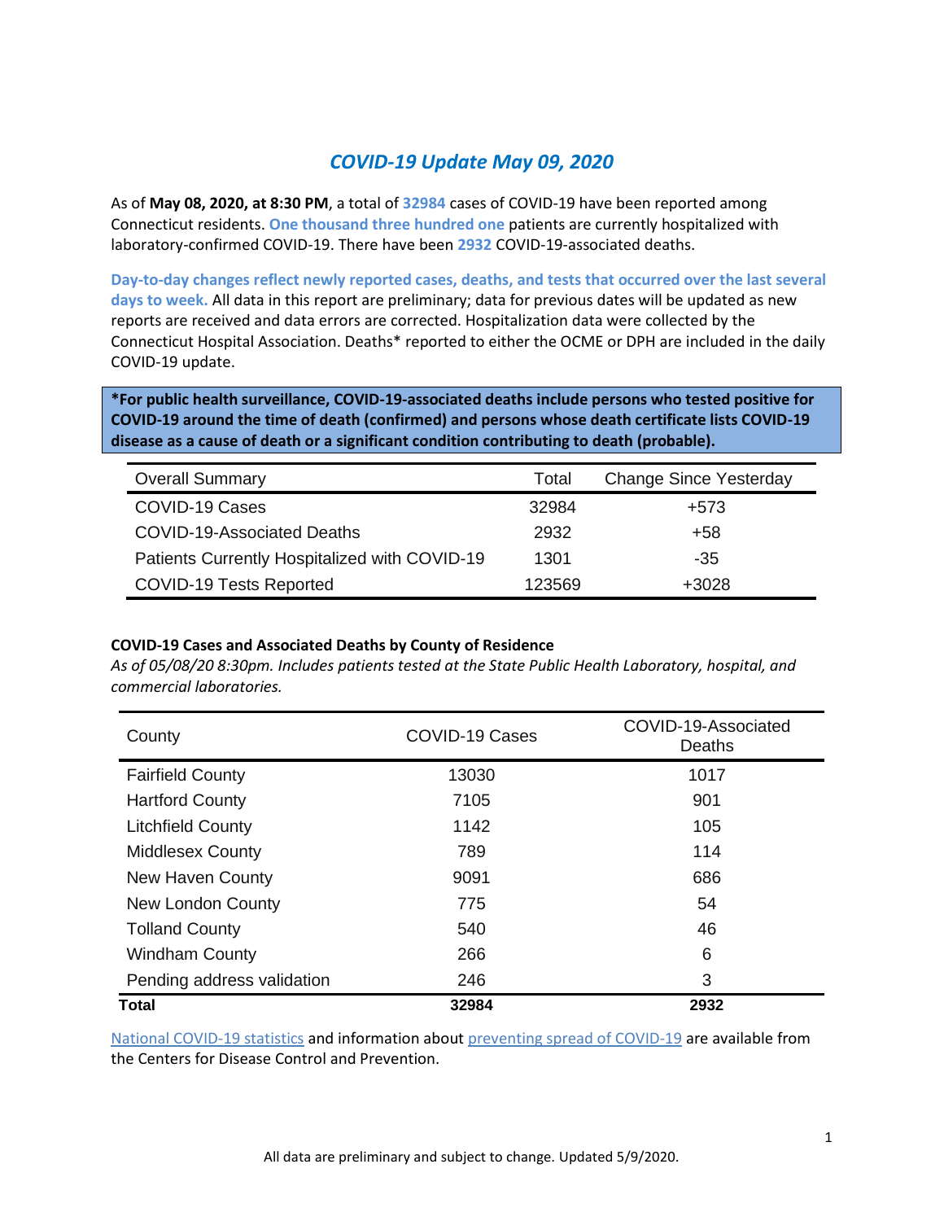# *COVID-19 Update May 09, 2020*

As of **May 08, 2020, at 8:30 PM**, a total of **32984** cases of COVID-19 have been reported among Connecticut residents. **One thousand three hundred one** patients are currently hospitalized with laboratory-confirmed COVID-19. There have been **2932** COVID-19-associated deaths.

**Day-to-day changes reflect newly reported cases, deaths, and tests that occurred over the last several days to week.** All data in this report are preliminary; data for previous dates will be updated as new reports are received and data errors are corrected. Hospitalization data were collected by the Connecticut Hospital Association. Deaths* reported to either the OCME or DPH are included in the daily COVID-19 update.

**\*For public health surveillance, COVID-19-associated deaths include persons who tested positive for COVID-19 around the time of death (confirmed) and persons whose death certificate lists COVID-19 disease as a cause of death or a significant condition contributing to death (probable).**

| Overall Summary | Total | Change Since Yesterday |
|---|---|---|
| COVID-19 Cases | 32984 | +573 |
| COVID-19-Associated Deaths | 2932 | +58 |
| Patients Currently Hospitalized with COVID-19 | 1301 | -35 |
| COVID-19 Tests Reported | 123569 | +3028 |

**COVID-19 Cases and Associated Deaths by County of Residence**

*As of 05/08/20 8:30pm. Includes patients tested at the State Public Health Laboratory, hospital, and commercial laboratories.*

| County | COVID-19 Cases | COVID-19-Associated Deaths |
|---|---|---|
| Fairfield County | 13030 | 1017 |
| Hartford County | 7105 | 901 |
| Litchfield County | 1142 | 105 |
| Middlesex County | 789 | 114 |
| New Haven County | 9091 | 686 |
| New London County | 775 | 54 |
| Tolland County | 540 | 46 |
| Windham County | 266 | 6 |
| Pending address validation | 246 | 3 |
| **Total** | **32984** | **2932** |

National COVID-19 statistics and information about preventing spread of COVID-19 are available from the Centers for Disease Control and Prevention.

All data are preliminary and subject to change. Updated 5/9/2020.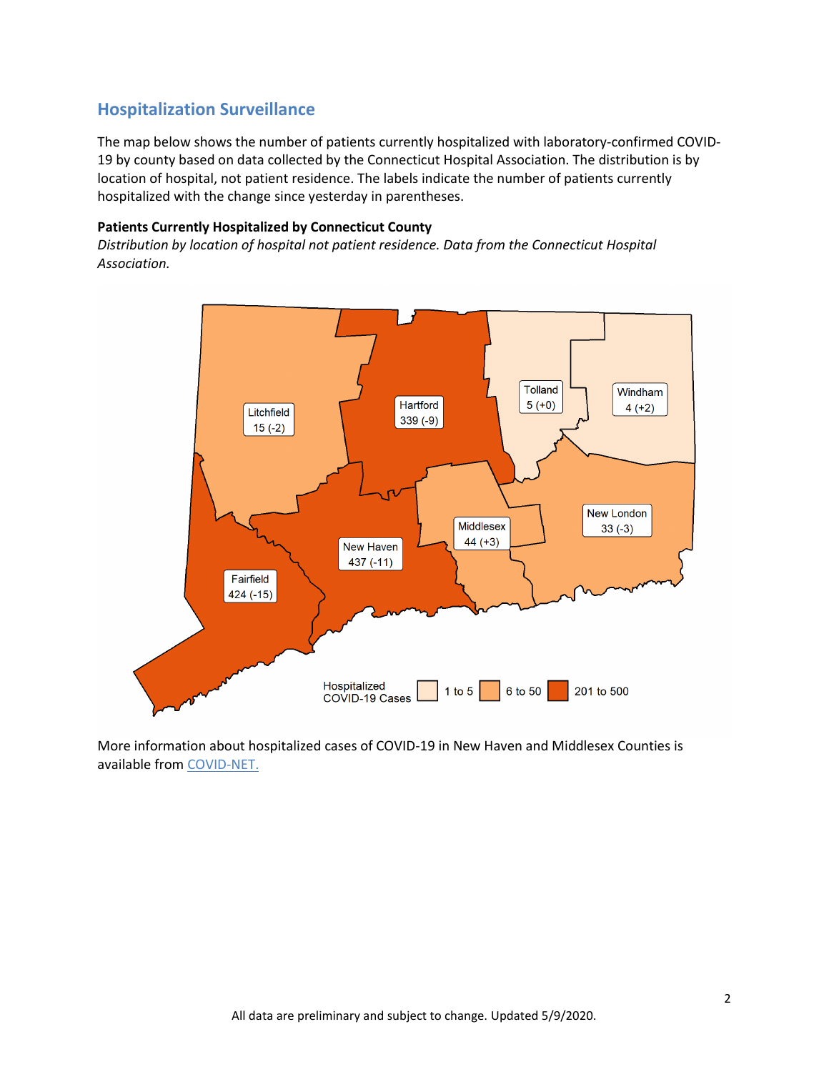## Hospitalization Surveillance

The map below shows the number of patients currently hospitalized with laboratory-confirmed COVID-19 by county based on data collected by the Connecticut Hospital Association. The distribution is by location of hospital, not patient residence. The labels indicate the number of patients currently hospitalized with the change since yesterday in parentheses.

**Patients Currently Hospitalized by Connecticut County**

*Distribution by location of hospital not patient residence. Data from the Connecticut Hospital Association.*

Litchfield 15 (-2)

Hartford 339 (-9)

Tolland 5 (+0)

Windham 4 (+2)

Middlesex 44 (+3)

New London 33 (-3)

New Haven 437 (-11)

Fairfield 424 (-15)

Hospitalized COVID-19 Cases: 1 to 5 | 6 to 50 | 201 to 500

More information about hospitalized cases of COVID-19 in New Haven and Middlesex Counties is available from COVID-NET.

All data are preliminary and subject to change. Updated 5/9/2020.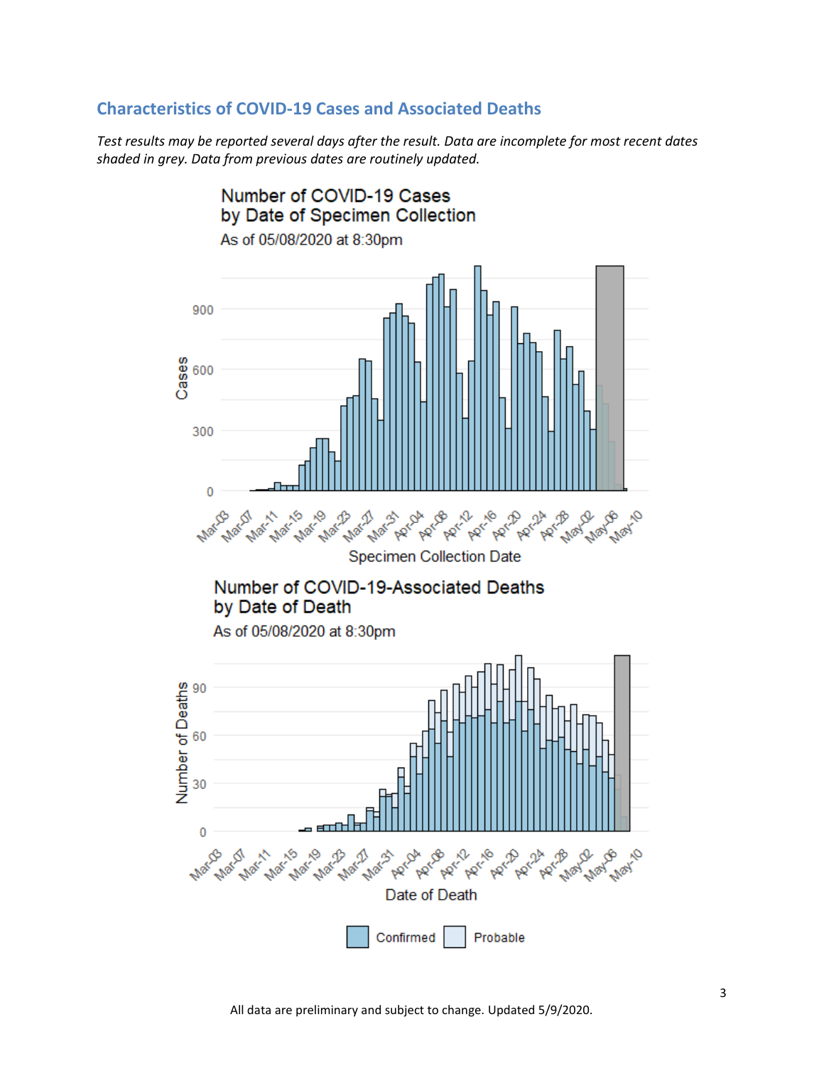## Characteristics of COVID-19 Cases and Associated Deaths

*Test results may be reported several days after the result. Data are incomplete for most recent dates shaded in grey. Data from previous dates are routinely updated.*

Number of COVID-19 Cases by Date of Specimen Collection

As of 05/08/2020 at 8:30pm

Number of COVID-19-Associated Deaths by Date of Death

As of 05/08/2020 at 8:30pm

All data are preliminary and subject to change. Updated 5/9/2020.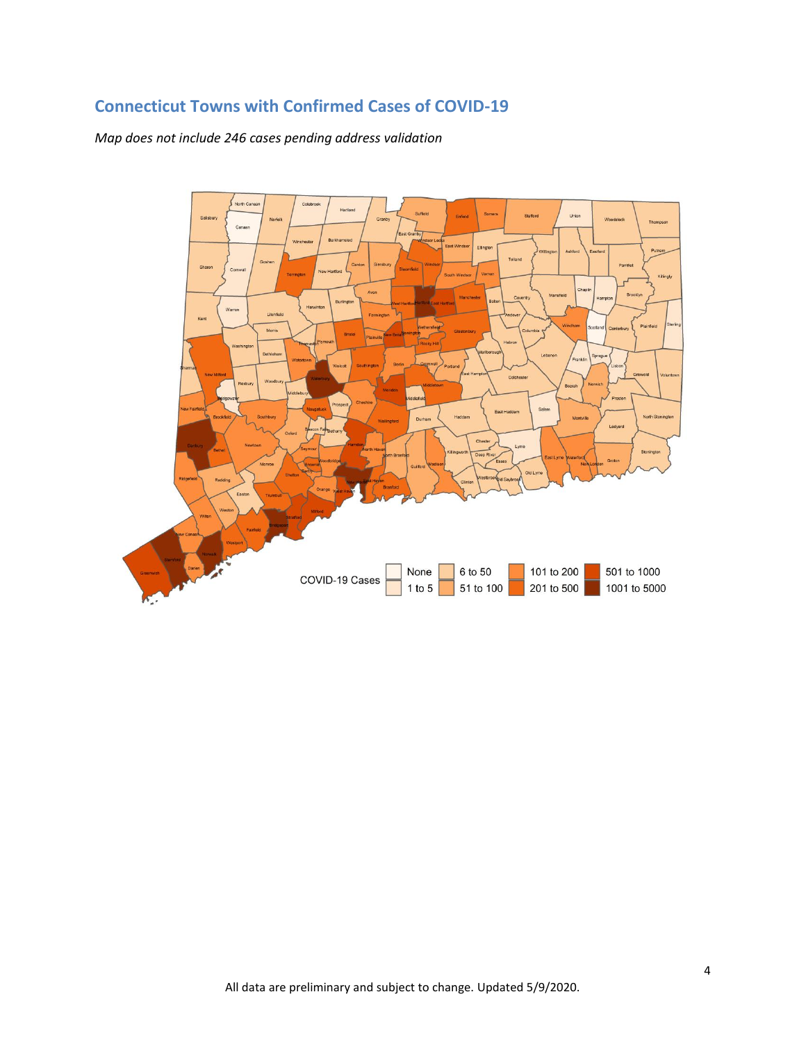## Connecticut Towns with Confirmed Cases of COVID-19

*Map does not include 246 cases pending address validation*

All data are preliminary and subject to change. Updated 5/9/2020.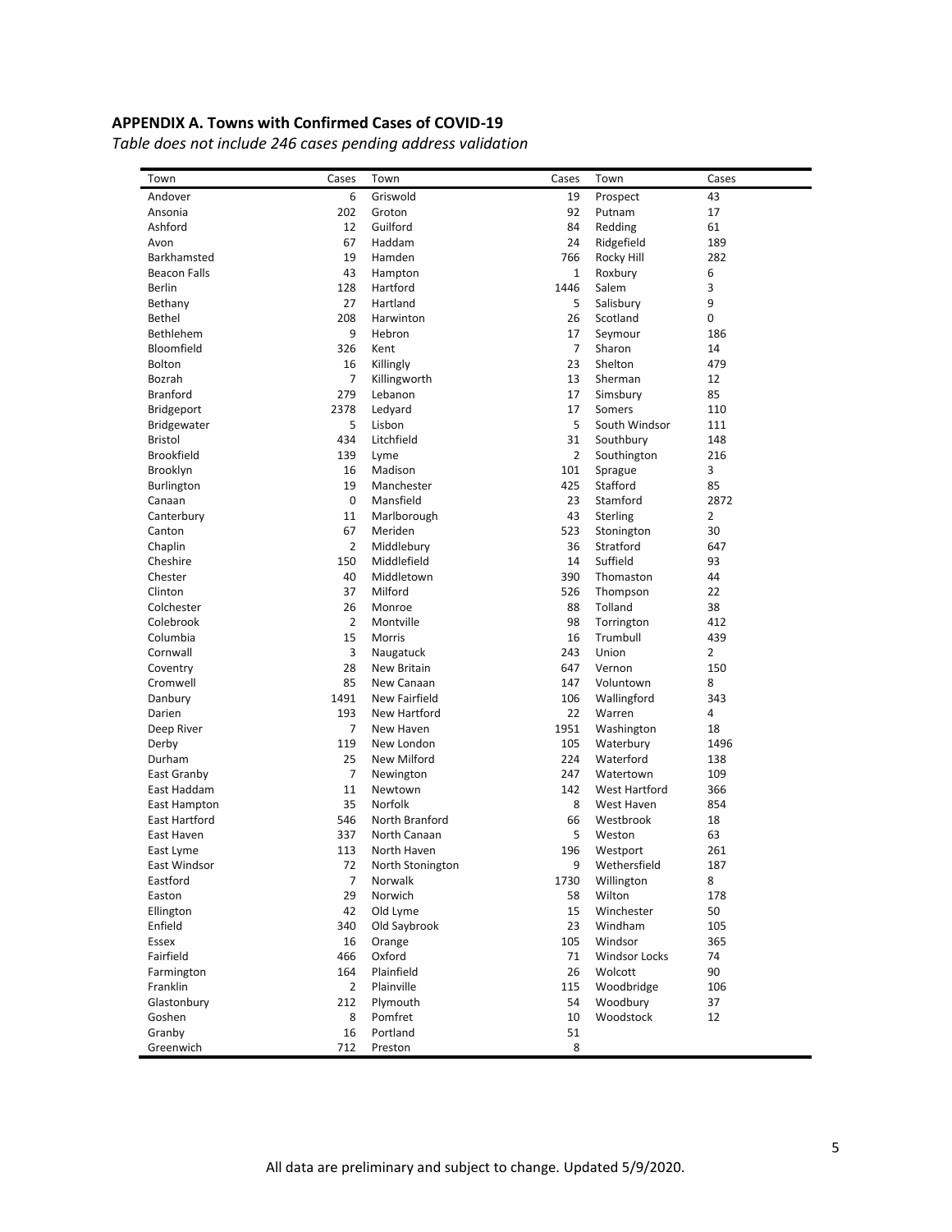**APPENDIX A. Towns with Confirmed Cases of COVID-19**

*Table does not include 246 cases pending address validation*

| Town | Cases | Town | Cases | Town | Cases |
|---|---|---|---|---|---|
| Andover | 6 | Griswold | 19 | Prospect | 43 |
| Ansonia | 202 | Groton | 92 | Putnam | 17 |
| Ashford | 12 | Guilford | 84 | Redding | 61 |
| Avon | 67 | Haddam | 24 | Ridgefield | 189 |
| Barkhamsted | 19 | Hamden | 766 | Rocky Hill | 282 |
| Beacon Falls | 43 | Hampton | 1 | Roxbury | 6 |
| Berlin | 128 | Hartford | 1446 | Salem | 3 |
| Bethany | 27 | Hartland | 5 | Salisbury | 9 |
| Bethel | 208 | Harwinton | 26 | Scotland | 0 |
| Bethlehem | 9 | Hebron | 17 | Seymour | 186 |
| Bloomfield | 326 | Kent | 7 | Sharon | 14 |
| Bolton | 16 | Killingly | 23 | Shelton | 479 |
| Bozrah | 7 | Killingworth | 13 | Sherman | 12 |
| Branford | 279 | Lebanon | 17 | Simsbury | 85 |
| Bridgeport | 2378 | Ledyard | 17 | Somers | 110 |
| Bridgewater | 5 | Lisbon | 5 | South Windsor | 111 |
| Bristol | 434 | Litchfield | 31 | Southbury | 148 |
| Brookfield | 139 | Lyme | 2 | Southington | 216 |
| Brooklyn | 16 | Madison | 101 | Sprague | 3 |
| Burlington | 19 | Manchester | 425 | Stafford | 85 |
| Canaan | 0 | Mansfield | 23 | Stamford | 2872 |
| Canterbury | 11 | Marlborough | 43 | Sterling | 2 |
| Canton | 67 | Meriden | 523 | Stonington | 30 |
| Chaplin | 2 | Middlebury | 36 | Stratford | 647 |
| Cheshire | 150 | Middlefield | 14 | Suffield | 93 |
| Chester | 40 | Middletown | 390 | Thomaston | 44 |
| Clinton | 37 | Milford | 526 | Thompson | 22 |
| Colchester | 26 | Monroe | 88 | Tolland | 38 |
| Colebrook | 2 | Montville | 98 | Torrington | 412 |
| Columbia | 15 | Morris | 16 | Trumbull | 439 |
| Cornwall | 3 | Naugatuck | 243 | Union | 2 |
| Coventry | 28 | New Britain | 647 | Vernon | 150 |
| Cromwell | 85 | New Canaan | 147 | Voluntown | 8 |
| Danbury | 1491 | New Fairfield | 106 | Wallingford | 343 |
| Darien | 193 | New Hartford | 22 | Warren | 4 |
| Deep River | 7 | New Haven | 1951 | Washington | 18 |
| Derby | 119 | New London | 105 | Waterbury | 1496 |
| Durham | 25 | New Milford | 224 | Waterford | 138 |
| East Granby | 7 | Newington | 247 | Watertown | 109 |
| East Haddam | 11 | Newtown | 142 | West Hartford | 366 |
| East Hampton | 35 | Norfolk | 8 | West Haven | 854 |
| East Hartford | 546 | North Branford | 66 | Westbrook | 18 |
| East Haven | 337 | North Canaan | 5 | Weston | 63 |
| East Lyme | 113 | North Haven | 196 | Westport | 261 |
| East Windsor | 72 | North Stonington | 9 | Wethersfield | 187 |
| Eastford | 7 | Norwalk | 1730 | Willington | 8 |
| Easton | 29 | Norwich | 58 | Wilton | 178 |
| Ellington | 42 | Old Lyme | 15 | Winchester | 50 |
| Enfield | 340 | Old Saybrook | 23 | Windham | 105 |
| Essex | 16 | Orange | 105 | Windsor | 365 |
| Fairfield | 466 | Oxford | 71 | Windsor Locks | 74 |
| Farmington | 164 | Plainfield | 26 | Wolcott | 90 |
| Franklin | 2 | Plainville | 115 | Woodbridge | 106 |
| Glastonbury | 212 | Plymouth | 54 | Woodbury | 37 |
| Goshen | 8 | Pomfret | 10 | Woodstock | 12 |
| Granby | 16 | Portland | 51 | | |
| Greenwich | 712 | Preston | 8 | | |

All data are preliminary and subject to change. Updated 5/9/2020.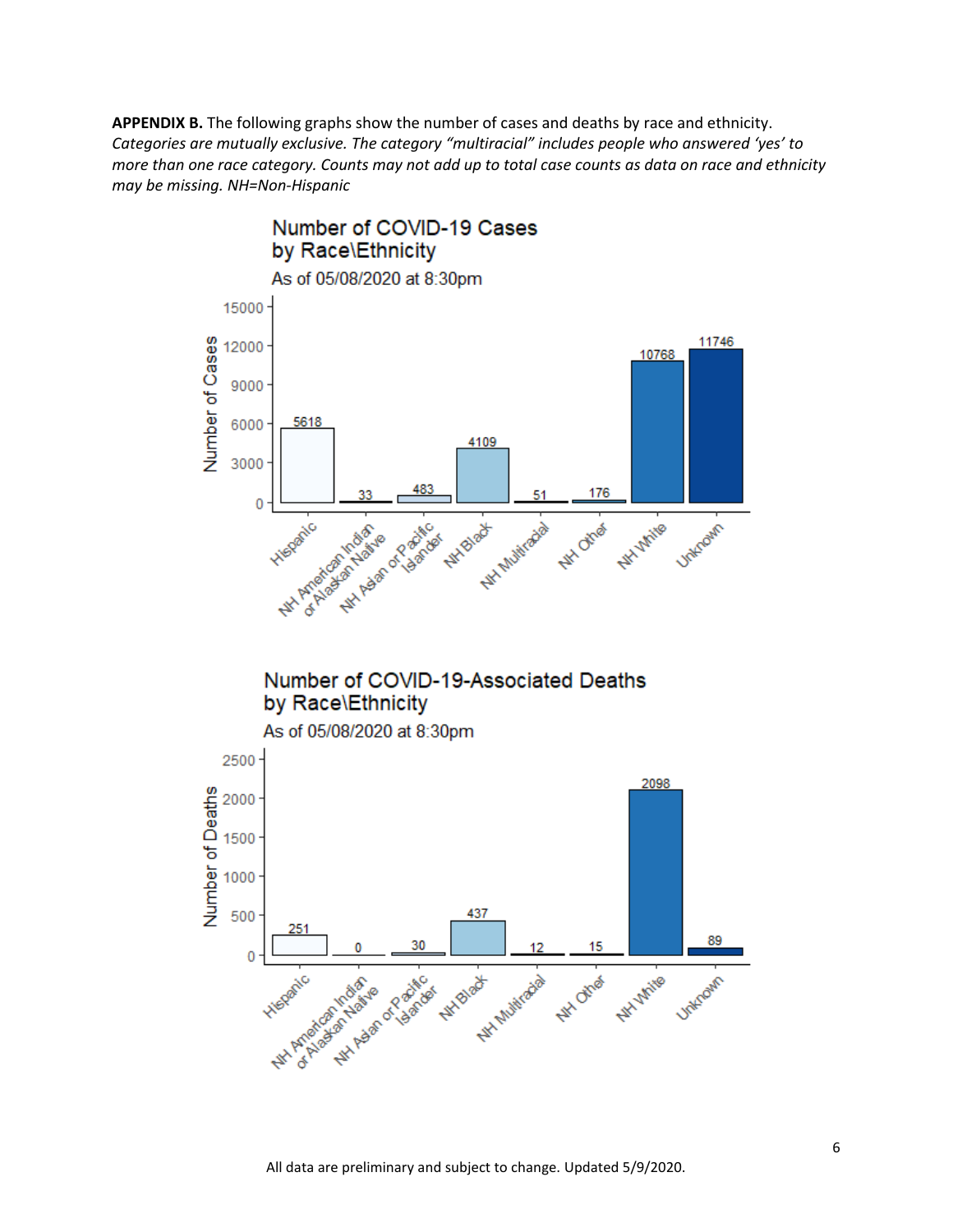**APPENDIX B.** The following graphs show the number of cases and deaths by race and ethnicity. *Categories are mutually exclusive. The category "multiracial" includes people who answered 'yes' to more than one race category. Counts may not add up to total case counts as data on race and ethnicity may be missing. NH=Non-Hispanic*

**Number of COVID-19 Cases by Race\Ethnicity**

As of 05/08/2020 at 8:30pm

| Race\Ethnicity | Number of Cases |
| --- | --- |
| Hispanic | 5618 |
| NH American Indian or Alaskan Native | 33 |
| NH Asian or Pacific Islander | 483 |
| NH Black | 4109 |
| NH Multiracial | 51 |
| NH Other | 176 |
| NH White | 10768 |
| Unknown | 11746 |

**Number of COVID-19-Associated Deaths by Race\Ethnicity**

As of 05/08/2020 at 8:30pm

| Race\Ethnicity | Number of Deaths |
| --- | --- |
| Hispanic | 251 |
| NH American Indian or Alaskan Native | 0 |
| NH Asian or Pacific Islander | 30 |
| NH Black | 437 |
| NH Multiracial | 12 |
| NH Other | 15 |
| NH White | 2098 |
| Unknown | 89 |

All data are preliminary and subject to change. Updated 5/9/2020.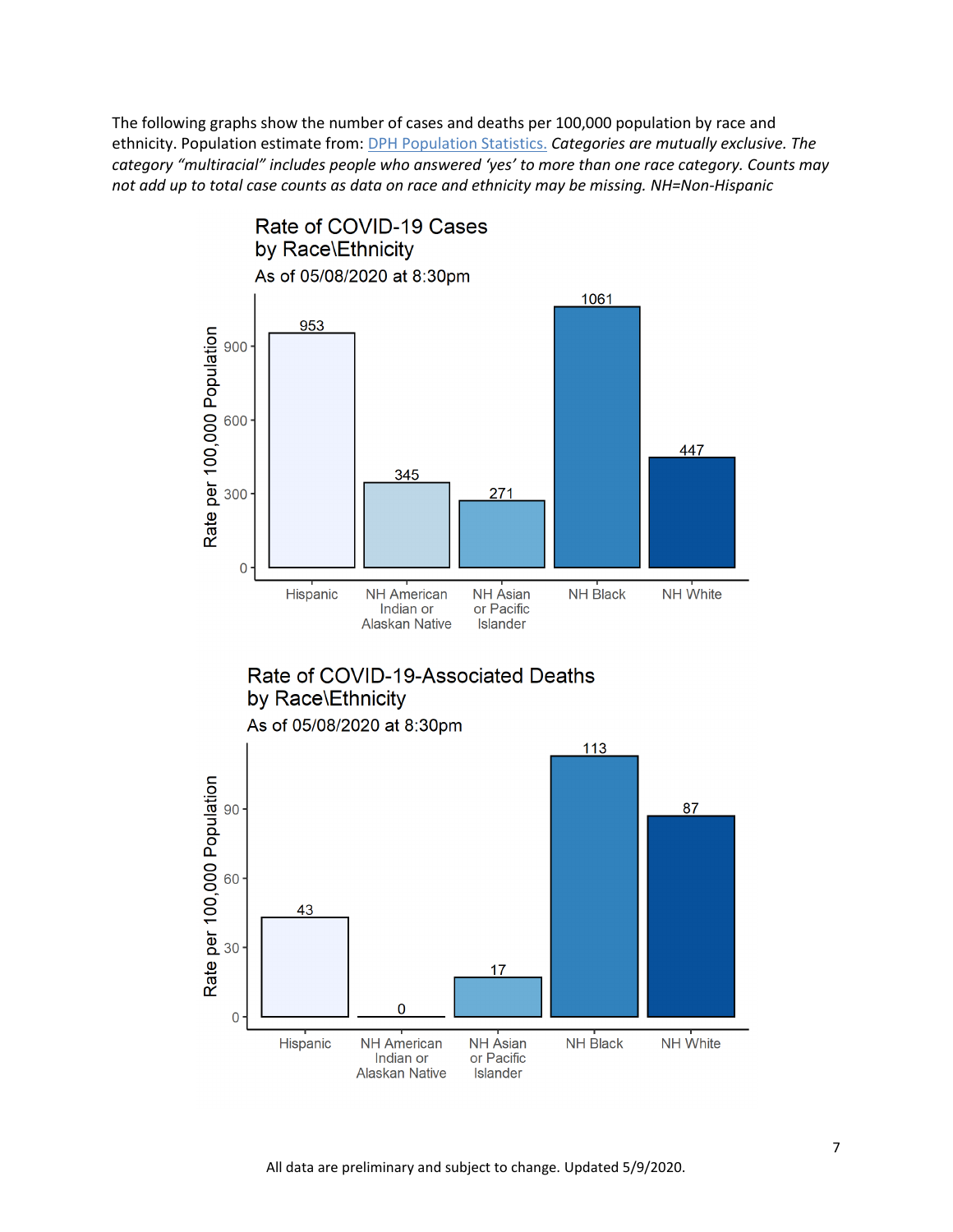The following graphs show the number of cases and deaths per 100,000 population by race and ethnicity. Population estimate from: DPH Population Statistics. *Categories are mutually exclusive. The category "multiracial" includes people who answered 'yes' to more than one race category. Counts may not add up to total case counts as data on race and ethnicity may be missing. NH=Non-Hispanic*

Rate of COVID-19 Cases
by Race\Ethnicity
As of 05/08/2020 at 8:30pm

Rate per 100,000 Population

0
300
600
900

953
345
271
1061
447

Hispanic
NH American Indian or Alaskan Native
NH Asian or Pacific Islander
NH Black
NH White

Rate of COVID-19-Associated Deaths
by Race\Ethnicity
As of 05/08/2020 at 8:30pm

Rate per 100,000 Population

0
30
60
90

43
0
17
113
87

Hispanic
NH American Indian or Alaskan Native
NH Asian or Pacific Islander
NH Black
NH White

All data are preliminary and subject to change. Updated 5/9/2020.